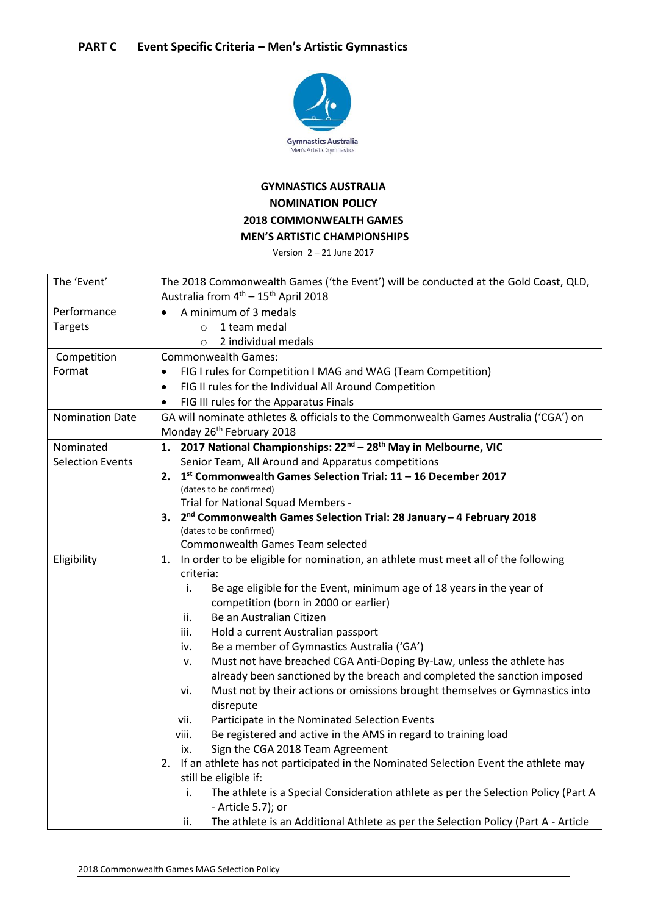## PART C Event Specific Criteria – Men's Artistic Gymnastics

Gymnastics Australia
Men's Artistic Gymnastics

**GYMNASTICS AUSTRALIA**
**NOMINATION POLICY**
**2018 COMMONWEALTH GAMES**
**MEN'S ARTISTIC CHAMPIONSHIPS**

Version 2 – 21 June 2017

| | |
|---|---|
| The 'Event' | The 2018 Commonwealth Games ('the Event') will be conducted at the Gold Coast, QLD, Australia from 4th – 15th April 2018 |
| Performance Targets | • A minimum of 3 medals<br>  ○ 1 team medal<br>  ○ 2 individual medals |
| Competition Format | Commonwealth Games:<br>• FIG I rules for Competition I MAG and WAG (Team Competition)<br>• FIG II rules for the Individual All Around Competition<br>• FIG III rules for the Apparatus Finals |
| Nomination Date | GA will nominate athletes & officials to the Commonwealth Games Australia ('CGA') on Monday 26th February 2018 |
| Nominated Selection Events | 1. **2017 National Championships: 22nd – 28th May in Melbourne, VIC**<br>Senior Team, All Around and Apparatus competitions<br>2. **1st Commonwealth Games Selection Trial: 11 – 16 December 2017**<br>(dates to be confirmed)<br>Trial for National Squad Members -<br>3. **2nd Commonwealth Games Selection Trial: 28 January – 4 February 2018**<br>(dates to be confirmed)<br>Commonwealth Games Team selected |
| Eligibility | 1. In order to be eligible for nomination, an athlete must meet all of the following criteria:<br>i. Be age eligible for the Event, minimum age of 18 years in the year of competition (born in 2000 or earlier)<br>ii. Be an Australian Citizen<br>iii. Hold a current Australian passport<br>iv. Be a member of Gymnastics Australia ('GA')<br>v. Must not have breached CGA Anti-Doping By-Law, unless the athlete has already been sanctioned by the breach and completed the sanction imposed<br>vi. Must not by their actions or omissions brought themselves or Gymnastics into disrepute<br>vii. Participate in the Nominated Selection Events<br>viii. Be registered and active in the AMS in regard to training load<br>ix. Sign the CGA 2018 Team Agreement<br>2. If an athlete has not participated in the Nominated Selection Event the athlete may still be eligible if:<br>i. The athlete is a Special Consideration athlete as per the Selection Policy (Part A - Article 5.7); or<br>ii. The athlete is an Additional Athlete as per the Selection Policy (Part A - Article |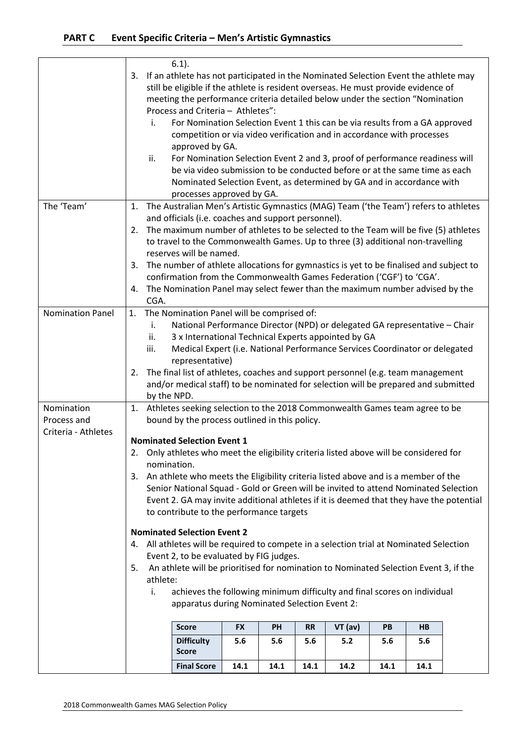## PART C Event Specific Criteria – Men's Artistic Gymnastics

| | |
|---|---|
| | 6.1). <br> 3. If an athlete has not participated in the Nominated Selection Event the athlete may still be eligible if the athlete is resident overseas. He must provide evidence of meeting the performance criteria detailed below under the section "Nomination Process and Criteria – Athletes": <br> i. For Nomination Selection Event 1 this can be via results from a GA approved competition or via video verification and in accordance with processes approved by GA. <br> ii. For Nomination Selection Event 2 and 3, proof of performance readiness will be via video submission to be conducted before or at the same time as each Nominated Selection Event, as determined by GA and in accordance with processes approved by GA. |
| The 'Team' | 1. The Australian Men's Artistic Gymnastics (MAG) Team ('the Team') refers to athletes and officials (i.e. coaches and support personnel). <br> 2. The maximum number of athletes to be selected to the Team will be five (5) athletes to travel to the Commonwealth Games. Up to three (3) additional non-travelling reserves will be named. <br> 3. The number of athlete allocations for gymnastics is yet to be finalised and subject to confirmation from the Commonwealth Games Federation ('CGF') to 'CGA'. <br> 4. The Nomination Panel may select fewer than the maximum number advised by the CGA. |
| Nomination Panel | 1. The Nomination Panel will be comprised of: <br> i. National Performance Director (NPD) or delegated GA representative – Chair <br> ii. 3 x International Technical Experts appointed by GA <br> iii. Medical Expert (i.e. National Performance Services Coordinator or delegated representative) <br> 2. The final list of athletes, coaches and support personnel (e.g. team management and/or medical staff) to be nominated for selection will be prepared and submitted by the NPD. |
| Nomination Process and Criteria - Athletes | 1. Athletes seeking selection to the 2018 Commonwealth Games team agree to be bound by the process outlined in this policy. <br><br> **Nominated Selection Event 1** <br> 2. Only athletes who meet the eligibility criteria listed above will be considered for nomination. <br> 3. An athlete who meets the Eligibility criteria listed above and is a member of the Senior National Squad - Gold or Green will be invited to attend Nominated Selection Event 2. GA may invite additional athletes if it is deemed that they have the potential to contribute to the performance targets <br><br> **Nominated Selection Event 2** <br> 4. All athletes will be required to compete in a selection trial at Nominated Selection Event 2, to be evaluated by FIG judges. <br> 5. An athlete will be prioritised for nomination to Nominated Selection Event 3, if the athlete: <br> i. achieves the following minimum difficulty and final scores on individual apparatus during Nominated Selection Event 2: |

| Score | FX | PH | RR | VT (av) | PB | HB |
|---|---|---|---|---|---|---|
| Difficulty Score | 5.6 | 5.6 | 5.6 | 5.2 | 5.6 | 5.6 |
| Final Score | 14.1 | 14.1 | 14.1 | 14.2 | 14.1 | 14.1 |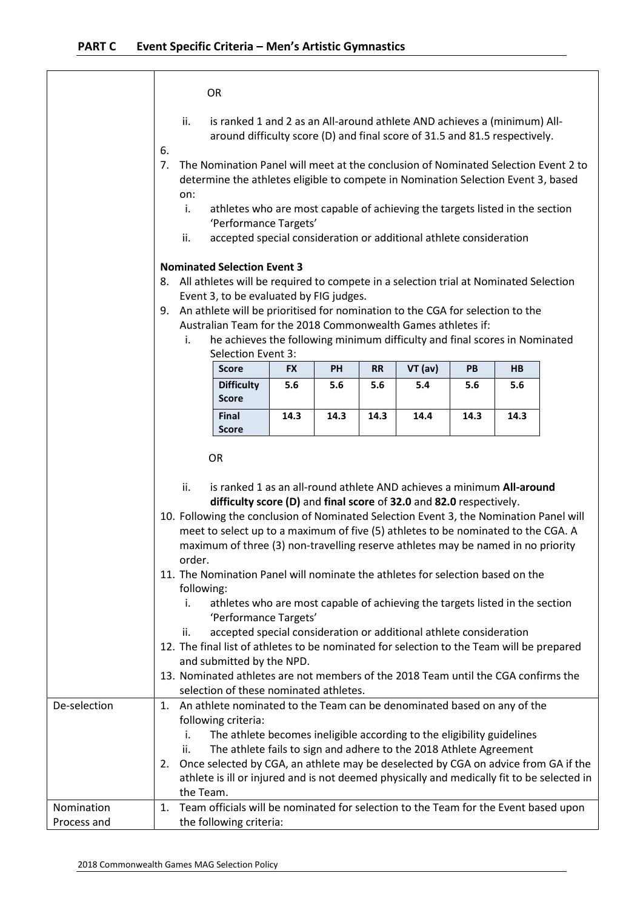## PART C Event Specific Criteria – Men's Artistic Gymnastics

OR

ii. is ranked 1 and 2 as an All-around athlete AND achieves a (minimum) All-around difficulty score (D) and final score of 31.5 and 81.5 respectively.

6.

7. The Nomination Panel will meet at the conclusion of Nominated Selection Event 2 to determine the athletes eligible to compete in Nomination Selection Event 3, based on:
   i. athletes who are most capable of achieving the targets listed in the section 'Performance Targets'
   ii. accepted special consideration or additional athlete consideration

**Nominated Selection Event 3**

8. All athletes will be required to compete in a selection trial at Nominated Selection Event 3, to be evaluated by FIG judges.
9. An athlete will be prioritised for nomination to the CGA for selection to the Australian Team for the 2018 Commonwealth Games athletes if:
   i. he achieves the following minimum difficulty and final scores in Nominated Selection Event 3:

| Score | FX | PH | RR | VT (av) | PB | HB |
|---|---|---|---|---|---|---|
| Difficulty Score | 5.6 | 5.6 | 5.6 | 5.4 | 5.6 | 5.6 |
| Final Score | 14.3 | 14.3 | 14.3 | 14.4 | 14.3 | 14.3 |

OR

   ii. is ranked 1 as an all-round athlete AND achieves a minimum **All-around difficulty score (D)** and **final score** of **32.0** and **82.0** respectively.

10. Following the conclusion of Nominated Selection Event 3, the Nomination Panel will meet to select up to a maximum of five (5) athletes to be nominated to the CGA. A maximum of three (3) non-travelling reserve athletes may be named in no priority order.
11. The Nomination Panel will nominate the athletes for selection based on the following:
    i. athletes who are most capable of achieving the targets listed in the section 'Performance Targets'
    ii. accepted special consideration or additional athlete consideration
12. The final list of athletes to be nominated for selection to the Team will be prepared and submitted by the NPD.
13. Nominated athletes are not members of the 2018 Team until the CGA confirms the selection of these nominated athletes.

**De-selection**

1. An athlete nominated to the Team can be denominated based on any of the following criteria:
   i. The athlete becomes ineligible according to the eligibility guidelines
   ii. The athlete fails to sign and adhere to the 2018 Athlete Agreement
2. Once selected by CGA, an athlete may be deselected by CGA on advice from GA if the athlete is ill or injured and is not deemed physically and medically fit to be selected in the Team.

**Nomination Process and**

1. Team officials will be nominated for selection to the Team for the Event based upon the following criteria: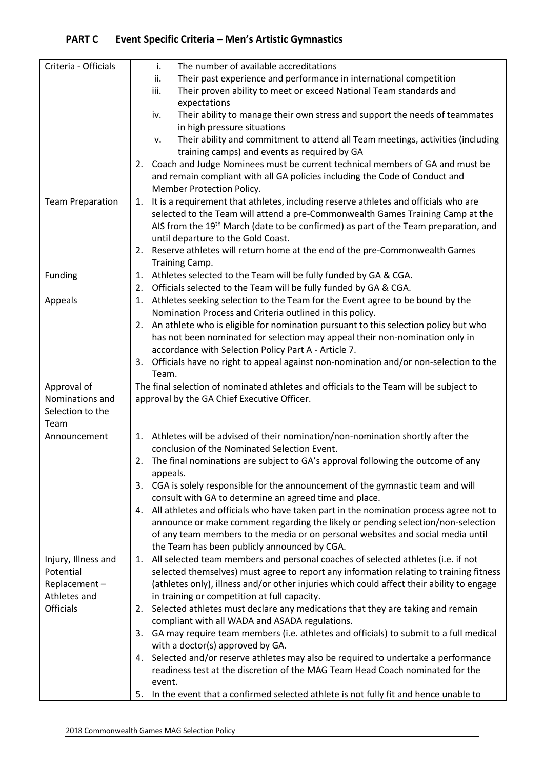## PART C Event Specific Criteria – Men's Artistic Gymnastics

| | |
|---|---|
| Criteria - Officials | i. The number of available accreditations<br>ii. Their past experience and performance in international competition<br>iii. Their proven ability to meet or exceed National Team standards and expectations<br>iv. Their ability to manage their own stress and support the needs of teammates in high pressure situations<br>v. Their ability and commitment to attend all Team meetings, activities (including training camps) and events as required by GA<br>2. Coach and Judge Nominees must be current technical members of GA and must be and remain compliant with all GA policies including the Code of Conduct and Member Protection Policy. |
| Team Preparation | 1. It is a requirement that athletes, including reserve athletes and officials who are selected to the Team will attend a pre-Commonwealth Games Training Camp at the AIS from the 19th March (date to be confirmed) as part of the Team preparation, and until departure to the Gold Coast.<br>2. Reserve athletes will return home at the end of the pre-Commonwealth Games Training Camp. |
| Funding | 1. Athletes selected to the Team will be fully funded by GA & CGA.<br>2. Officials selected to the Team will be fully funded by GA & CGA. |
| Appeals | 1. Athletes seeking selection to the Team for the Event agree to be bound by the Nomination Process and Criteria outlined in this policy.<br>2. An athlete who is eligible for nomination pursuant to this selection policy but who has not been nominated for selection may appeal their non-nomination only in accordance with Selection Policy Part A - Article 7.<br>3. Officials have no right to appeal against non-nomination and/or non-selection to the Team. |
| Approval of Nominations and Selection to the Team | The final selection of nominated athletes and officials to the Team will be subject to approval by the GA Chief Executive Officer. |
| Announcement | 1. Athletes will be advised of their nomination/non-nomination shortly after the conclusion of the Nominated Selection Event.<br>2. The final nominations are subject to GA's approval following the outcome of any appeals.<br>3. CGA is solely responsible for the announcement of the gymnastic team and will consult with GA to determine an agreed time and place.<br>4. All athletes and officials who have taken part in the nomination process agree not to announce or make comment regarding the likely or pending selection/non-selection of any team members to the media or on personal websites and social media until the Team has been publicly announced by CGA. |
| Injury, Illness and Potential Replacement – Athletes and Officials | 1. All selected team members and personal coaches of selected athletes (i.e. if not selected themselves) must agree to report any information relating to training fitness (athletes only), illness and/or other injuries which could affect their ability to engage in training or competition at full capacity.<br>2. Selected athletes must declare any medications that they are taking and remain compliant with all WADA and ASADA regulations.<br>3. GA may require team members (i.e. athletes and officials) to submit to a full medical with a doctor(s) approved by GA.<br>4. Selected and/or reserve athletes may also be required to undertake a performance readiness test at the discretion of the MAG Team Head Coach nominated for the event.<br>5. In the event that a confirmed selected athlete is not fully fit and hence unable to |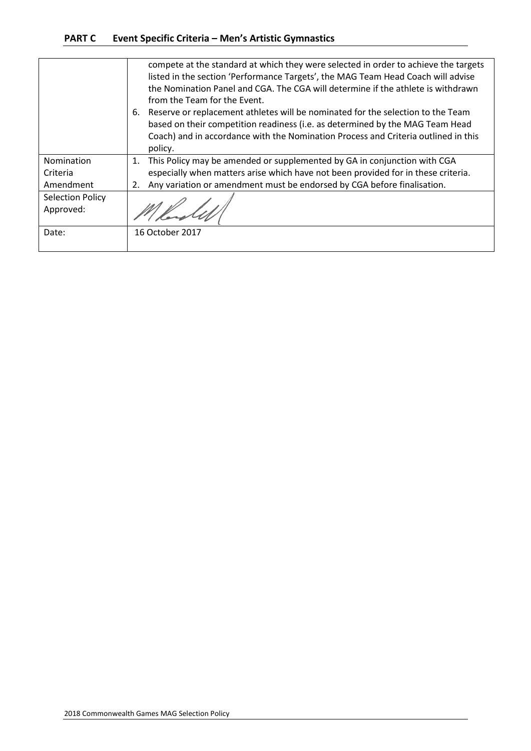## PART C Event Specific Criteria – Men's Artistic Gymnastics

| | |
|---|---|
| | compete at the standard at which they were selected in order to achieve the targets listed in the section 'Performance Targets', the MAG Team Head Coach will advise the Nomination Panel and CGA. The CGA will determine if the athlete is withdrawn from the Team for the Event.<br>6. Reserve or replacement athletes will be nominated for the selection to the Team based on their competition readiness (i.e. as determined by the MAG Team Head Coach) and in accordance with the Nomination Process and Criteria outlined in this policy. |
| Nomination Criteria Amendment | 1. This Policy may be amended or supplemented by GA in conjunction with CGA especially when matters arise which have not been provided for in these criteria.<br>2. Any variation or amendment must be endorsed by CGA before finalisation. |
| Selection Policy Approved: | |
| Date: | 16 October 2017 |